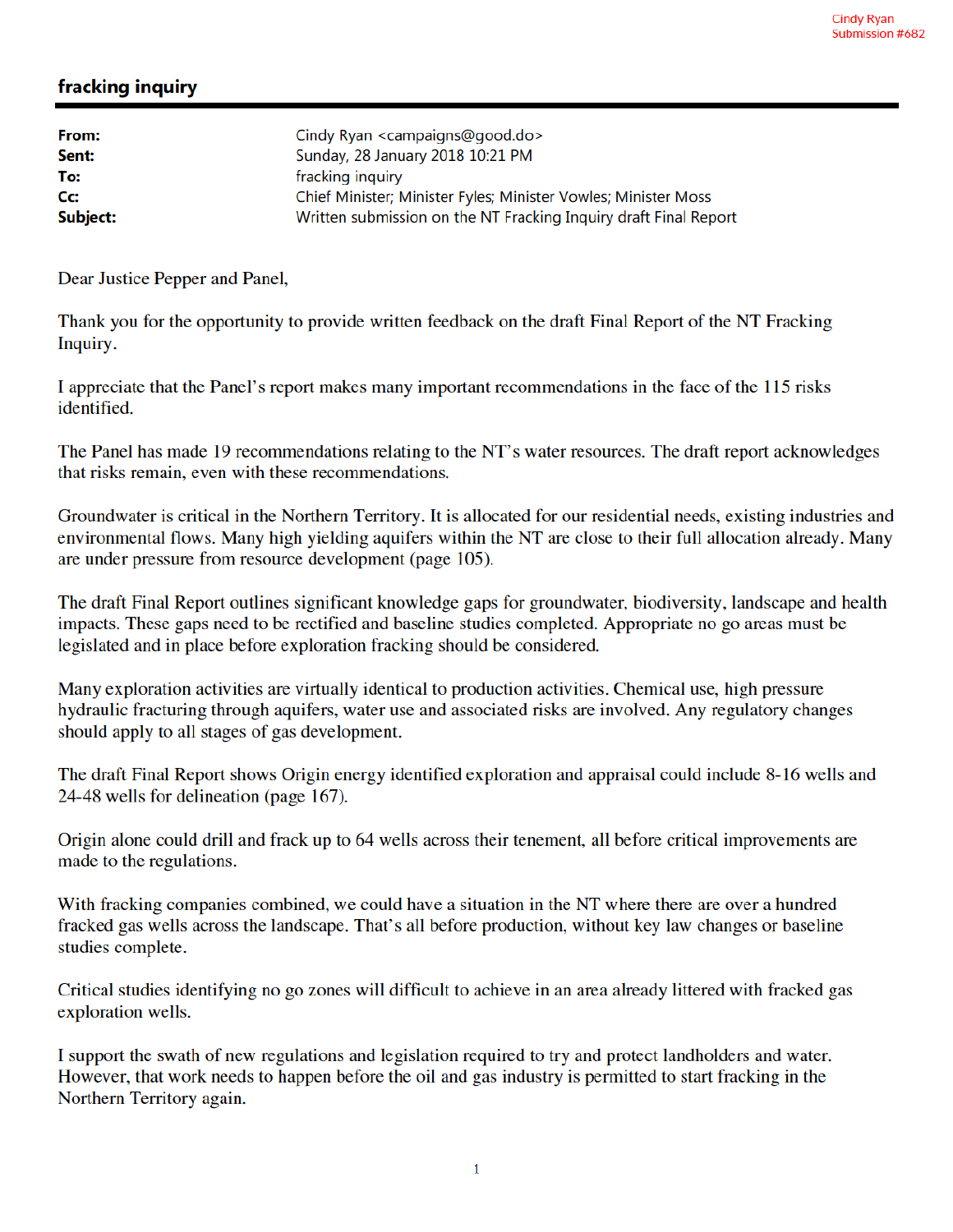Cindy Ryan
Submission #682

## fracking inquiry

| | |
|---|---|
| **From:** | Cindy Ryan <campaigns@good.do> |
| **Sent:** | Sunday, 28 January 2018 10:21 PM |
| **To:** | fracking inquiry |
| **Cc:** | Chief Minister; Minister Fyles; Minister Vowles; Minister Moss |
| **Subject:** | Written submission on the NT Fracking Inquiry draft Final Report |

Dear Justice Pepper and Panel,

Thank you for the opportunity to provide written feedback on the draft Final Report of the NT Fracking Inquiry.

I appreciate that the Panel's report makes many important recommendations in the face of the 115 risks identified.

The Panel has made 19 recommendations relating to the NT's water resources. The draft report acknowledges that risks remain, even with these recommendations.

Groundwater is critical in the Northern Territory. It is allocated for our residential needs, existing industries and environmental flows. Many high yielding aquifers within the NT are close to their full allocation already. Many are under pressure from resource development (page 105).

The draft Final Report outlines significant knowledge gaps for groundwater, biodiversity, landscape and health impacts. These gaps need to be rectified and baseline studies completed. Appropriate no go areas must be legislated and in place before exploration fracking should be considered.

Many exploration activities are virtually identical to production activities. Chemical use, high pressure hydraulic fracturing through aquifers, water use and associated risks are involved. Any regulatory changes should apply to all stages of gas development.

The draft Final Report shows Origin energy identified exploration and appraisal could include 8-16 wells and 24-48 wells for delineation (page 167).

Origin alone could drill and frack up to 64 wells across their tenement, all before critical improvements are made to the regulations.

With fracking companies combined, we could have a situation in the NT where there are over a hundred fracked gas wells across the landscape. That's all before production, without key law changes or baseline studies complete.

Critical studies identifying no go zones will difficult to achieve in an area already littered with fracked gas exploration wells.

I support the swath of new regulations and legislation required to try and protect landholders and water. However, that work needs to happen before the oil and gas industry is permitted to start fracking in the Northern Territory again.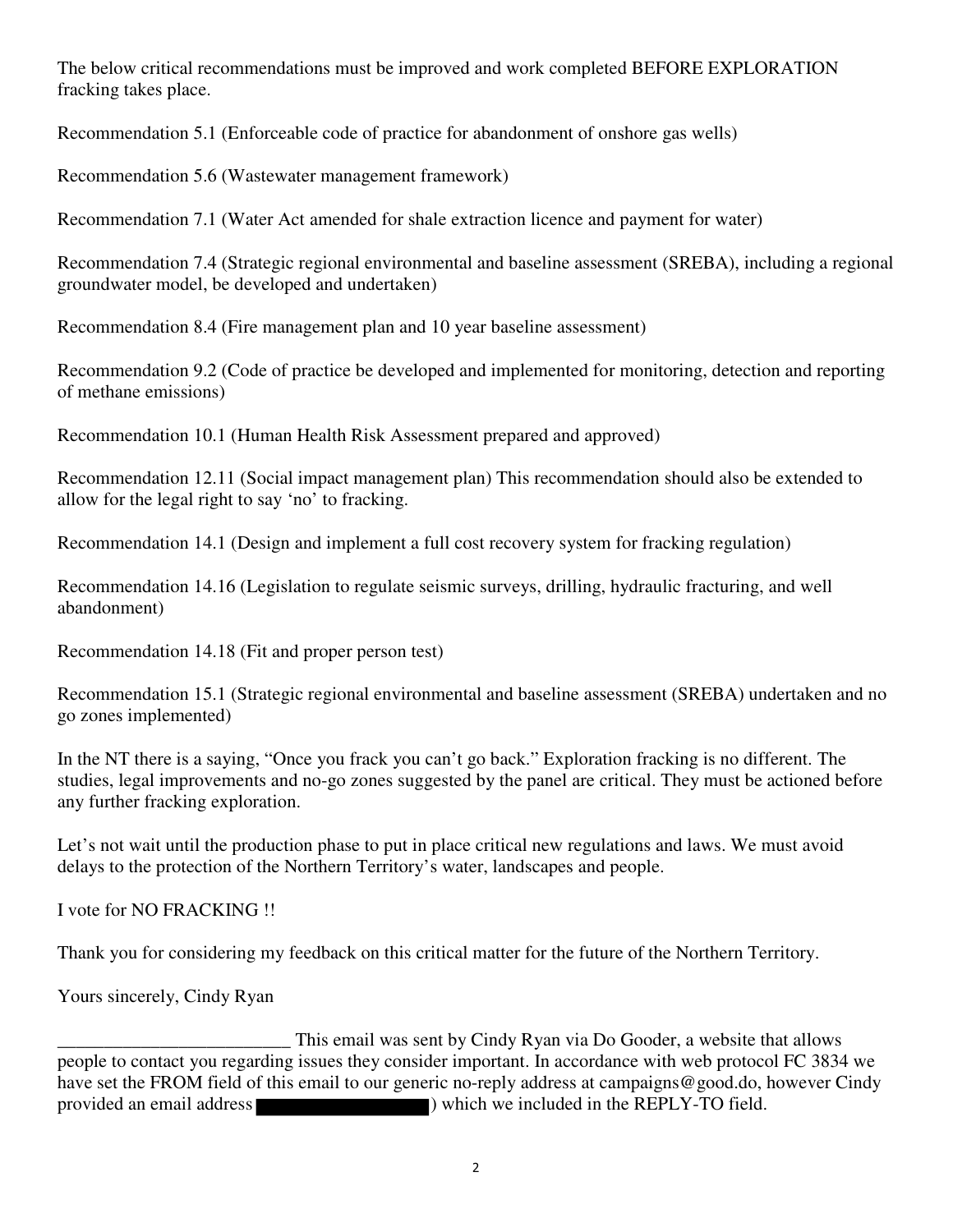The below critical recommendations must be improved and work completed BEFORE EXPLORATION fracking takes place.

Recommendation 5.1 (Enforceable code of practice for abandonment of onshore gas wells)

Recommendation 5.6 (Wastewater management framework)

Recommendation 7.1 (Water Act amended for shale extraction licence and payment for water)

Recommendation 7.4 (Strategic regional environmental and baseline assessment (SREBA), including a regional groundwater model, be developed and undertaken)

Recommendation 8.4 (Fire management plan and 10 year baseline assessment)

Recommendation 9.2 (Code of practice be developed and implemented for monitoring, detection and reporting of methane emissions)

Recommendation 10.1 (Human Health Risk Assessment prepared and approved)

Recommendation 12.11 (Social impact management plan) This recommendation should also be extended to allow for the legal right to say 'no' to fracking.

Recommendation 14.1 (Design and implement a full cost recovery system for fracking regulation)

Recommendation 14.16 (Legislation to regulate seismic surveys, drilling, hydraulic fracturing, and well abandonment)

Recommendation 14.18 (Fit and proper person test)

Recommendation 15.1 (Strategic regional environmental and baseline assessment (SREBA) undertaken and no go zones implemented)

In the NT there is a saying, "Once you frack you can't go back." Exploration fracking is no different. The studies, legal improvements and no-go zones suggested by the panel are critical. They must be actioned before any further fracking exploration.

Let's not wait until the production phase to put in place critical new regulations and laws. We must avoid delays to the protection of the Northern Territory's water, landscapes and people.

I vote for NO FRACKING !!

Thank you for considering my feedback on this critical matter for the future of the Northern Territory.

Yours sincerely, Cindy Ryan

_________________________ This email was sent by Cindy Ryan via Do Gooder, a website that allows people to contact you regarding issues they consider important. In accordance with web protocol FC 3834 we have set the FROM field of this email to our generic no-reply address at campaigns@good.do, however Cindy provided an email address ██████████) which we included in the REPLY-TO field.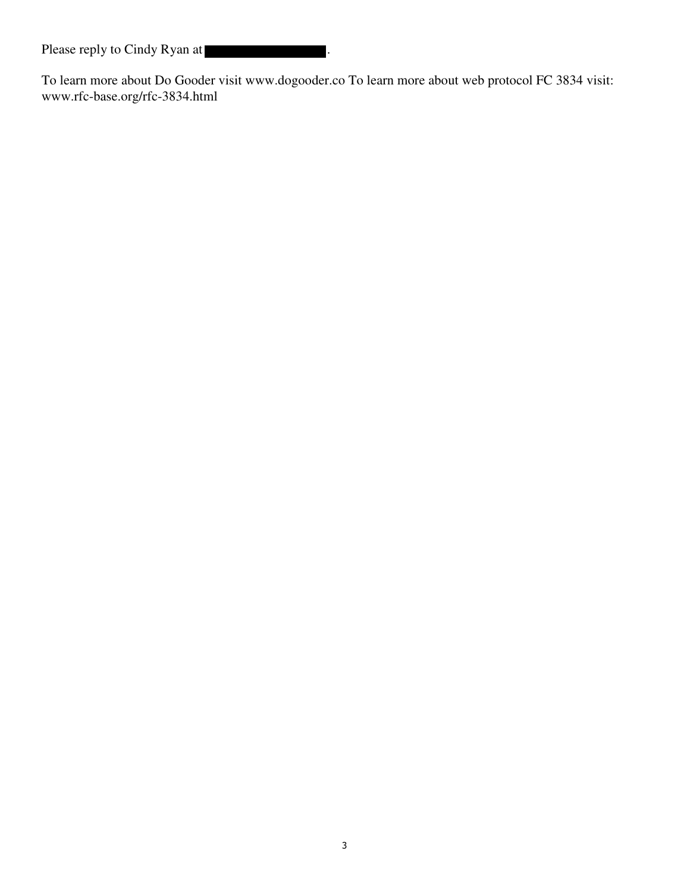Please reply to Cindy Ryan at ████████.

To learn more about Do Gooder visit www.dogooder.co To learn more about web protocol FC 3834 visit: www.rfc-base.org/rfc-3834.html